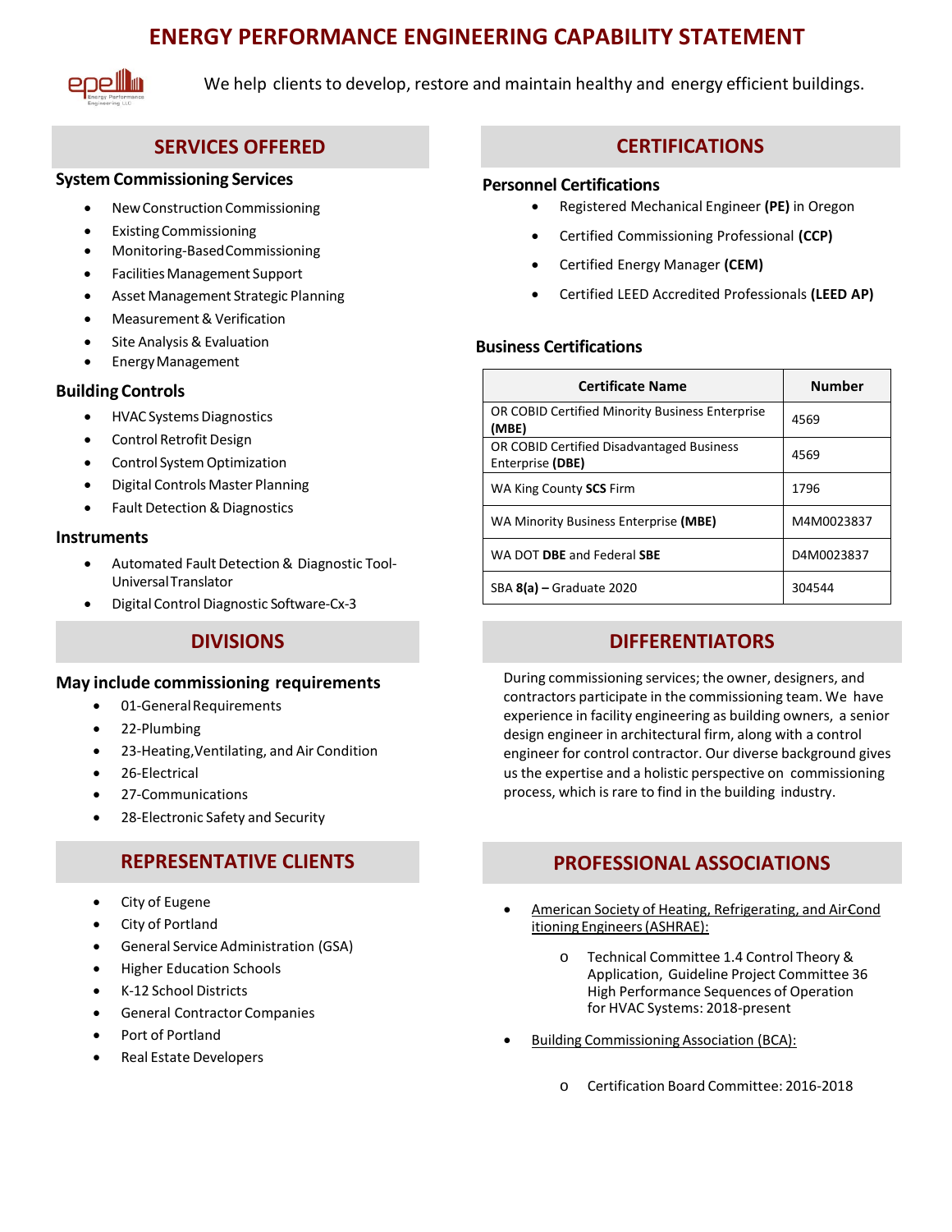# ENERGY PERFORMANCE ENGINEERING CAPABILITY STATEMENT

We help clients to develop, restore and maintain healthy and energy efficient buildings.

## SERVICES OFFERED

### System Commissioning Services

- New Construction Commissioning
- Existing Commissioning
- Monitoring-Based Commissioning
- Facilities Management Support
- Asset Management Strategic Planning
- Measurement & Verification
- Site Analysis & Evaluation
- Energy Management

### Building Controls

- HVAC Systems Diagnostics
- Control Retrofit Design
- Control System Optimization
- Digital Controls Master Planning
- Fault Detection & Diagnostics

### Instruments

- Automated Fault Detection & Diagnostic Tool-Universal Translator
- Digital Control Diagnostic Software-Cx-3

## DIVISIONS

### May include commissioning requirements

- 01-General Requirements
- 22-Plumbing
- 23-Heating, Ventilating, and Air Condition
- 26-Electrical
- 27-Communications
- 28-Electronic Safety and Security

## REPRESENTATIVE CLIENTS

- City of Eugene
- City of Portland
- General Service Administration (GSA)
- Higher Education Schools
- K-12 School Districts
- General Contractor Companies
- Port of Portland
- Real Estate Developers

## CERTIFICATIONS

### Personnel Certifications

- Registered Mechanical Engineer **(PE)** in Oregon
- Certified Commissioning Professional **(CCP)**
- Certified Energy Manager **(CEM)**
- Certified LEED Accredited Professionals **(LEED AP)**

### Business Certifications

| Certificate Name | Number |
|---|---|
| OR COBID Certified Minority Business Enterprise **(MBE)** | 4569 |
| OR COBID Certified Disadvantaged Business Enterprise **(DBE)** | 4569 |
| WA King County **SCS** Firm | 1796 |
| WA Minority Business Enterprise **(MBE)** | M4M0023837 |
| WA DOT **DBE** and Federal **SBE** | D4M0023837 |
| SBA **8(a) –** Graduate 2020 | 304544 |

## DIFFERENTIATORS

During commissioning services; the owner, designers, and contractors participate in the commissioning team. We have experience in facility engineering as building owners, a senior design engineer in architectural firm, along with a control engineer for control contractor. Our diverse background gives us the expertise and a holistic perspective on commissioning process, which is rare to find in the building industry.

## PROFESSIONAL ASSOCIATIONS

- American Society of Heating, Refrigerating, and AirConditioning Engineers (ASHRAE):
  - Technical Committee 1.4 Control Theory & Application, Guideline Project Committee 36 High Performance Sequences of Operation for HVAC Systems: 2018-present
- Building Commissioning Association (BCA):
  - Certification Board Committee: 2016-2018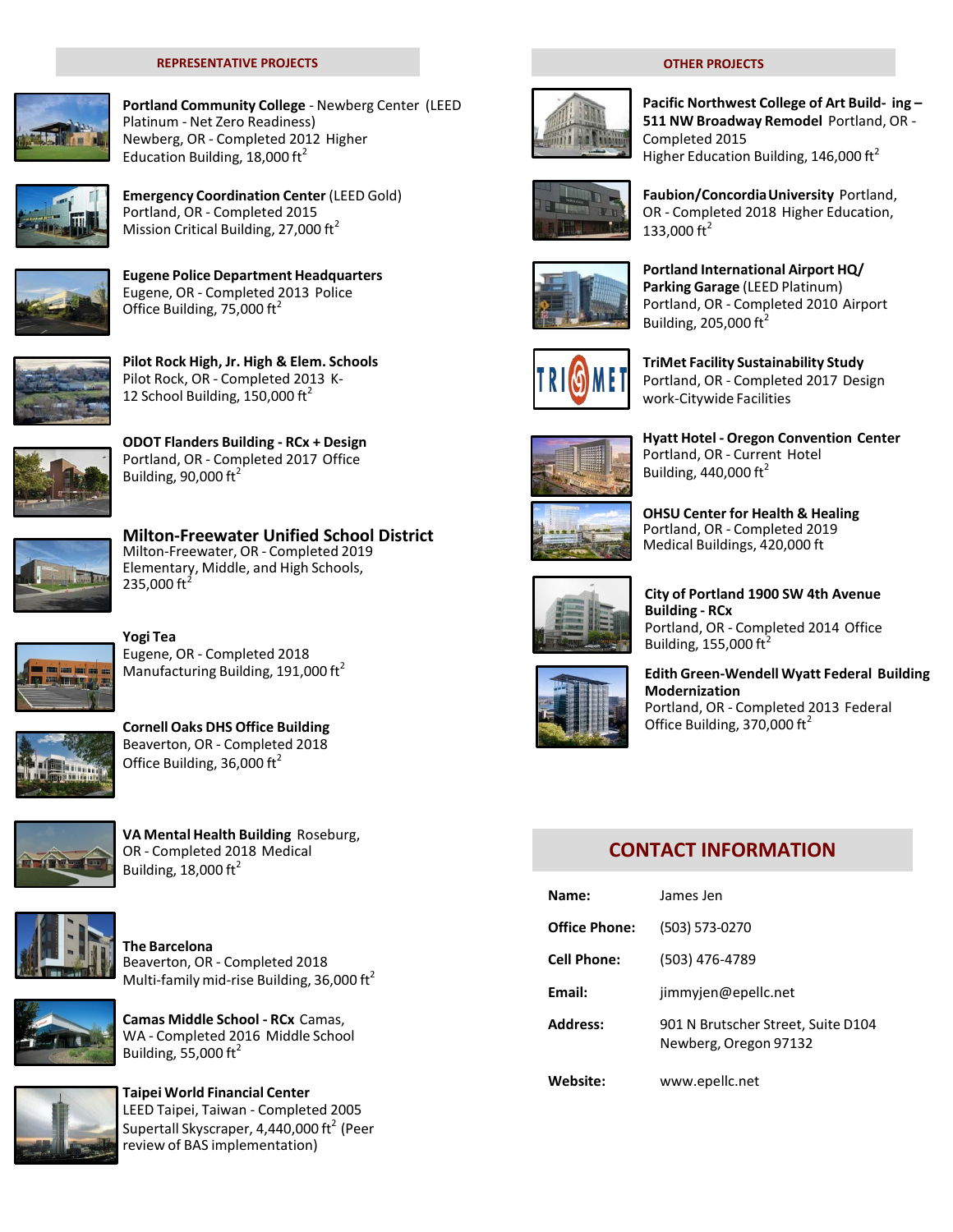## REPRESENTATIVE PROJECTS

**Portland Community College** - Newberg Center (LEED Platinum - Net Zero Readiness)
Newberg, OR - Completed 2012 Higher Education Building, 18,000 ft$^2$

**Emergency Coordination Center** (LEED Gold)
Portland, OR - Completed 2015
Mission Critical Building, 27,000 ft$^2$

**Eugene Police Department Headquarters**
Eugene, OR - Completed 2013 Police Office Building, 75,000 ft$^2$

**Pilot Rock High, Jr. High & Elem. Schools**
Pilot Rock, OR - Completed 2013 K-12 School Building, 150,000 ft$^2$

**ODOT Flanders Building - RCx + Design**
Portland, OR - Completed 2017 Office Building, 90,000 ft$^2$

**Milton-Freewater Unified School District**
Milton-Freewater, OR - Completed 2019
Elementary, Middle, and High Schools, 235,000 ft$^2$

**Yogi Tea**
Eugene, OR - Completed 2018
Manufacturing Building, 191,000 ft$^2$

**Cornell Oaks DHS Office Building**
Beaverton, OR - Completed 2018
Office Building, 36,000 ft$^2$

**VA Mental Health Building** Roseburg, OR - Completed 2018 Medical Building, 18,000 ft$^2$

**The Barcelona**
Beaverton, OR - Completed 2018
Multi-family mid-rise Building, 36,000 ft$^2$

**Camas Middle School - RCx** Camas, WA - Completed 2016 Middle School Building, 55,000 ft$^2$

**Taipei World Financial Center**
LEED Taipei, Taiwan - Completed 2005
Supertall Skyscraper, 4,440,000 ft$^2$ (Peer review of BAS implementation)

## OTHER PROJECTS

**Pacific Northwest College of Art Build- ing – 511 NW Broadway Remodel** Portland, OR - Completed 2015
Higher Education Building, 146,000 ft$^2$

**Faubion/Concordia University** Portland, OR - Completed 2018 Higher Education, 133,000 ft$^2$

**Portland International Airport HQ/ Parking Garage** (LEED Platinum)
Portland, OR - Completed 2010 Airport Building, 205,000 ft$^2$

**TriMet Facility Sustainability Study**
Portland, OR - Completed 2017 Design work-Citywide Facilities

**Hyatt Hotel - Oregon Convention Center**
Portland, OR - Current Hotel Building, 440,000 ft$^2$

**OHSU Center for Health & Healing**
Portland, OR - Completed 2019
Medical Buildings, 420,000 ft

**City of Portland 1900 SW 4th Avenue Building - RCx**
Portland, OR - Completed 2014 Office Building, 155,000 ft$^2$

**Edith Green-Wendell Wyatt Federal Building Modernization**
Portland, OR - Completed 2013 Federal Office Building, 370,000 ft$^2$

## CONTACT INFORMATION

| | |
|---|---|
| **Name:** | James Jen |
| **Office Phone:** | (503) 573-0270 |
| **Cell Phone:** | (503) 476-4789 |
| **Email:** | jimmyjen@epellc.net |
| **Address:** | 901 N Brutscher Street, Suite D104 Newberg, Oregon 97132 |
| **Website:** | www.epellc.net |